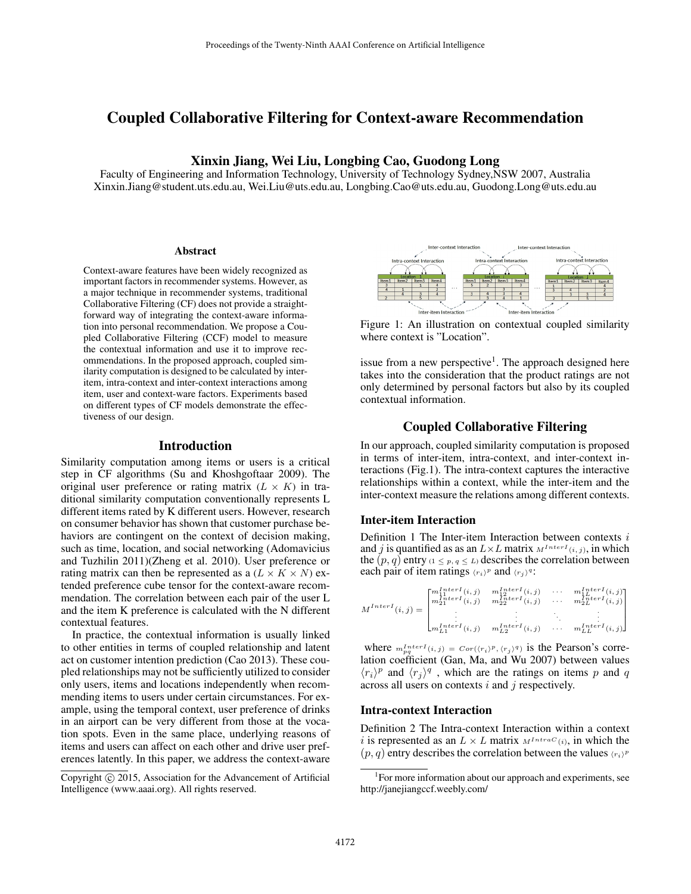# Coupled Collaborative Filtering for Context-aware Recommendation

**Xinxin Jiang, Wei Liu, Longbing Cao, Guodong Long**

Faculty of Engineering and Information Technology, University of Technology Sydney,NSW 2007, Australia
Xinxin.Jiang@student.uts.edu.au, Wei.Liu@uts.edu.au, Longbing.Cao@uts.edu.au, Guodong.Long@uts.edu.au

## Abstract

Context-aware features have been widely recognized as important factors in recommender systems. However, as a major technique in recommender systems, traditional Collaborative Filtering (CF) does not provide a straightforward way of integrating the context-aware information into personal recommendation. We propose a Coupled Collaborative Filtering (CCF) model to measure the contextual information and use it to improve recommendations. In the proposed approach, coupled similarity computation is designed to be calculated by inter-item, intra-context and inter-context interactions among item, user and context-ware factors. Experiments based on different types of CF models demonstrate the effectiveness of our design.

## Introduction

Similarity computation among items or users is a critical step in CF algorithms (Su and Khoshgoftaar 2009). The original user preference or rating matrix ($L \times K$) in traditional similarity computation conventionally represents L different items rated by K different users. However, research on consumer behavior has shown that customer purchase behaviors are contingent on the context of decision making, such as time, location, and social networking (Adomavicius and Tuzhilin 2011)(Zheng et al. 2010). User preference or rating matrix can then be represented as a ($L \times K \times N$) extended preference cube tensor for the context-aware recommendation. The correlation between each pair of the user L and the item K preference is calculated with the N different contextual features.

In practice, the contextual information is usually linked to other entities in terms of coupled relationship and latent act on customer intention prediction (Cao 2013). These coupled relationships may not be sufficiently utilized to consider only users, items and locations independently when recommending items to users under certain circumstances. For example, using the temporal context, user preference of drinks in an airport can be very different from those at the vocation spots. Even in the same place, underlying reasons of items and users can affect on each other and drive user preferences latently. In this paper, we address the context-aware issue from a new perspective[1]. The approach designed here takes into the consideration that the product ratings are not only determined by personal factors but also by its coupled contextual information.

Figure 1: An illustration on contextual coupled similarity where context is "Location".

## Coupled Collaborative Filtering

In our approach, coupled similarity computation is proposed in terms of inter-item, intra-context, and inter-context interactions (Fig.1). The intra-context captures the interactive relationships within a context, while the inter-item and the inter-context measure the relations among different contexts.

### Inter-item Interaction

Definition 1 The Inter-item Interaction between contexts $i$ and $j$ is quantified as as an $L \times L$ matrix $M^{InterI}(i,j)$, in which the $(p, q)$ entry $(1 \leq p, q \leq L)$ describes the correlation between each pair of item ratings $\langle r_i \rangle^p$ and $\langle r_j \rangle^q$:

$$M^{InterI}(i,j) = \begin{bmatrix} m_{11}^{InterI}(i,j) & m_{12}^{InterI}(i,j) & \cdots & m_{1L}^{InterI}(i,j) \\ m_{21}^{InterI}(i,j) & m_{22}^{InterI}(i,j) & \cdots & m_{2L}^{InterI}(i,j) \\ \vdots & \vdots & \ddots & \vdots \\ m_{L1}^{InterI}(i,j) & m_{L2}^{InterI}(i,j) & \cdots & m_{LL}^{InterI}(i,j) \end{bmatrix}$$

where $m_{pq}^{InterI}(i,j) = Cor(\langle r_i \rangle^p, \langle r_j \rangle^q)$ is the Pearson's correlation coefficient (Gan, Ma, and Wu 2007) between values $\langle r_i \rangle^p$ and $\langle r_j \rangle^q$ , which are the ratings on items $p$ and $q$ across all users on contexts $i$ and $j$ respectively.

### Intra-context Interaction

Definition 2 The Intra-context Interaction within a context $i$ is represented as an $L \times L$ matrix $M^{IntraC}(i)$, in which the $(p, q)$ entry describes the correlation between the values $\langle r_i \rangle^p$

---

[1] For more information about our approach and experiments, see http://janejiangccf.weebly.com/

Copyright © 2015, Association for the Advancement of Artificial Intelligence (www.aaai.org). All rights reserved.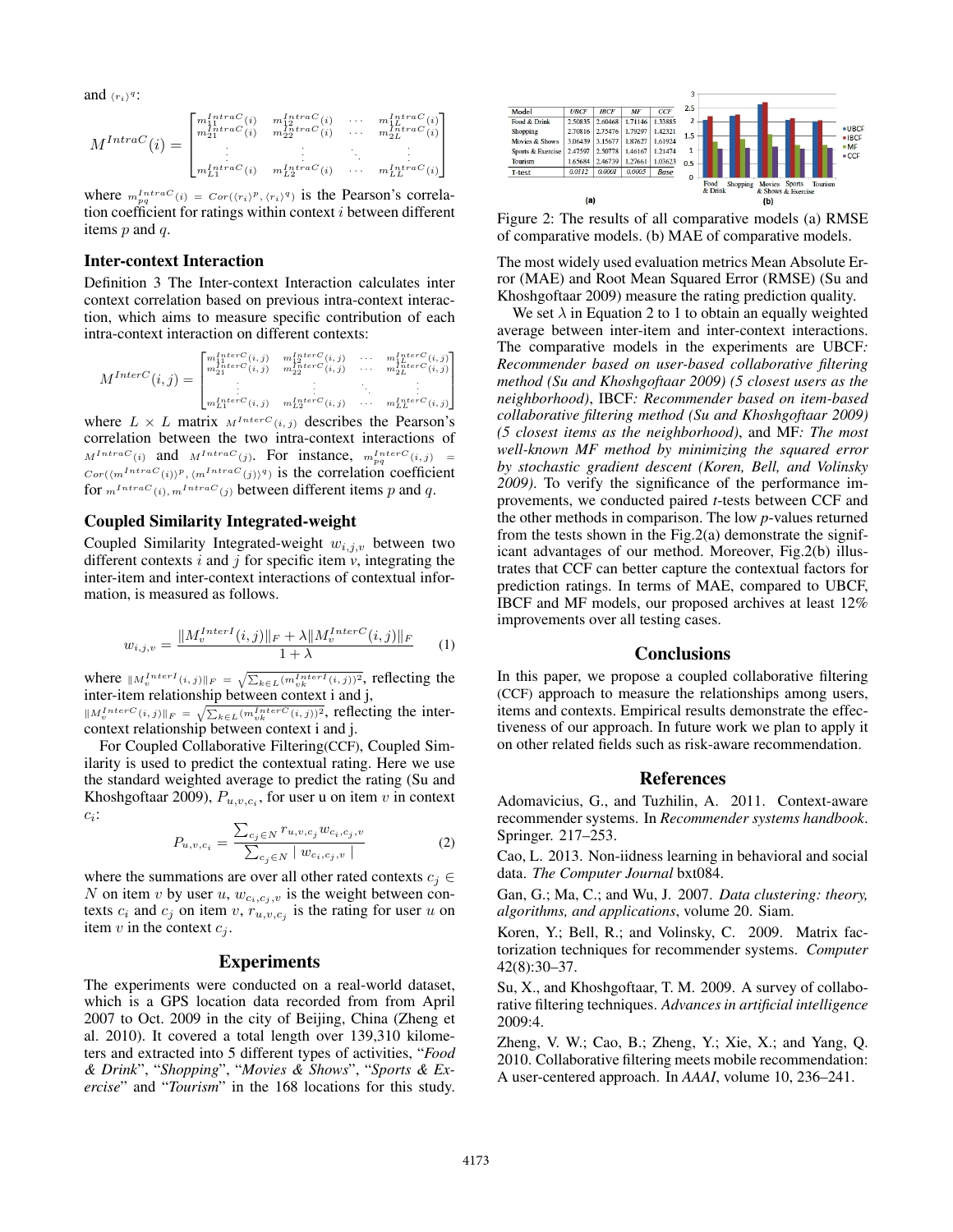and $\langle r_i \rangle^q$:

$$M^{IntraC}(i) = \begin{bmatrix} m_{11}^{IntraC}(i) & m_{12}^{IntraC}(i) & \cdots & m_{1L}^{IntraC}(i) \\ m_{21}^{IntraC}(i) & m_{22}^{IntraC}(i) & \cdots & m_{2L}^{IntraC}(i) \\ \vdots & \vdots & \ddots & \vdots \\ m_{L1}^{IntraC}(i) & m_{L2}^{IntraC}(i) & \cdots & m_{LL}^{IntraC}(i) \end{bmatrix}$$

where $m_{pq}^{IntraC}(i) = Cor(\langle r_i \rangle^p, \langle r_i \rangle^q)$ is the Pearson's correlation coefficient for ratings within context $i$ between different items $p$ and $q$.

## Inter-context Interaction

Definition 3 The Inter-context Interaction calculates inter context correlation based on previous intra-context interaction, which aims to measure specific contribution of each intra-context interaction on different contexts:

$$M^{InterC}(i,j) = \begin{bmatrix} m_{11}^{InterC}(i,j) & m_{12}^{InterC}(i,j) & \cdots & m_{1L}^{InterC}(i,j) \\ m_{21}^{InterC}(i,j) & m_{22}^{InterC}(i,j) & \cdots & m_{2L}^{InterC}(i,j) \\ \vdots & \vdots & \ddots & \vdots \\ m_{L1}^{InterC}(i,j) & m_{L2}^{InterC}(i,j) & \cdots & m_{LL}^{InterC}(i,j) \end{bmatrix}$$

where $L \times L$ matrix $M^{InterC}(i,j)$ describes the Pearson's correlation between the two intra-context interactions of $M^{IntraC}(i)$ and $M^{IntraC}(j)$. For instance, $m_{pq}^{InterC}(i,j) = Cor(\langle m^{IntraC}(i) \rangle^p, \langle m^{IntraC}(j) \rangle^q)$ is the correlation coefficient for $m^{IntraC}(i), m^{IntraC}(j)$ between different items $p$ and $q$.

## Coupled Similarity Integrated-weight

Coupled Similarity Integrated-weight $w_{i,j,v}$ between two different contexts $i$ and $j$ for specific item $v$, integrating the inter-item and inter-context interactions of contextual information, is measured as follows.

$$w_{i,j,v} = \frac{\|M_v^{InterI}(i,j)\|_F + \lambda \|M_v^{InterC}(i,j)\|_F}{1+\lambda} \tag{1}$$

where $\|M_v^{InterI}(i,j)\|_F = \sqrt{\sum_{k \in L} (m_{vk}^{InterI}(i,j))^2}$, reflecting the inter-item relationship between context i and j, $\|M_v^{InterC}(i,j)\|_F = \sqrt{\sum_{k \in L} (m_{vk}^{InterC}(i,j))^2}$, reflecting the inter-context relationship between context i and j.

For Coupled Collaborative Filtering(CCF), Coupled Similarity is used to predict the contextual rating. Here we use the standard weighted average to predict the rating (Su and Khoshgoftaar 2009), $P_{u,v,c_i}$, for user u on item $v$ in context $c_i$:

$$P_{u,v,c_i} = \frac{\sum_{c_j \in N} r_{u,v,c_j} w_{c_i,c_j,v}}{\sum_{c_j \in N} | w_{c_i,c_j,v} |} \tag{2}$$

where the summations are over all other rated contexts $c_j \in N$ on item $v$ by user $u$, $w_{c_i,c_j,v}$ is the weight between contexts $c_i$ and $c_j$ on item $v$, $r_{u,v,c_j}$ is the rating for user $u$ on item $v$ in the context $c_j$.

## Experiments

The experiments were conducted on a real-world dataset, which is a GPS location data recorded from from April 2007 to Oct. 2009 in the city of Beijing, China (Zheng et al. 2010). It covered a total length over 139,310 kilometers and extracted into 5 different types of activities, "*Food & Drink*", "*Shopping*", "*Movies & Shows*", "*Sports & Exercise*" and "*Tourism*" in the 168 locations for this study.

| Model | UBCF | IBCF | MF | CCF |
|---|---|---|---|---|
| Food & Drink | 2.50835 | 2.60468 | 1.71146 | 1.33885 |
| Shopping | 2.70816 | 2.75476 | 1.79297 | 1.42321 |
| Movies & Shows | 3.06439 | 3.15677 | 1.87627 | 1.61924 |
| Sports & Exercise | 2.47597 | 2.50778 | 1.46167 | 1.21474 |
| Tourism | 1.65684 | 2.46739 | 1.27661 | 1.03623 |
| T-test | 0.0112 | 0.0001 | 0.0005 | Base |

(a)

3
2.5
2
1.5
1
0.5
0
Food & Drink
Shopping
Movies & Shows
Sports & Exercise
Tourism
UBCF
IBCF
MF
CCF

(b)

Figure 2: The results of all comparative models (a) RMSE of comparative models. (b) MAE of comparative models.

The most widely used evaluation metrics Mean Absolute Error (MAE) and Root Mean Squared Error (RMSE) (Su and Khoshgoftaar 2009) measure the rating prediction quality.

We set $\lambda$ in Equation 2 to 1 to obtain an equally weighted average between inter-item and inter-context interactions. The comparative models in the experiments are UBCF*: Recommender based on user-based collaborative filtering method (Su and Khoshgoftaar 2009) (5 closest users as the neighborhood)*, IBCF*: Recommender based on item-based collaborative filtering method (Su and Khoshgoftaar 2009) (5 closest items as the neighborhood)*, and MF*: The most well-known MF method by minimizing the squared error by stochastic gradient descent (Koren, Bell, and Volinsky 2009)*. To verify the significance of the performance improvements, we conducted paired *t*-tests between CCF and the other methods in comparison. The low *p*-values returned from the tests shown in the Fig.2(a) demonstrate the significant advantages of our method. Moreover, Fig.2(b) illustrates that CCF can better capture the contextual factors for prediction ratings. In terms of MAE, compared to UBCF, IBCF and MF models, our proposed archives at least 12% improvements over all testing cases.

## Conclusions

In this paper, we propose a coupled collaborative filtering (CCF) approach to measure the relationships among users, items and contexts. Empirical results demonstrate the effectiveness of our approach. In future work we plan to apply it on other related fields such as risk-aware recommendation.

## References

Adomavicius, G., and Tuzhilin, A. 2011. Context-aware recommender systems. In *Recommender systems handbook*. Springer. 217–253.

Cao, L. 2013. Non-iidness learning in behavioral and social data. *The Computer Journal* bxt084.

Gan, G.; Ma, C.; and Wu, J. 2007. *Data clustering: theory, algorithms, and applications*, volume 20. Siam.

Koren, Y.; Bell, R.; and Volinsky, C. 2009. Matrix factorization techniques for recommender systems. *Computer* 42(8):30–37.

Su, X., and Khoshgoftaar, T. M. 2009. A survey of collaborative filtering techniques. *Advances in artificial intelligence* 2009:4.

Zheng, V. W.; Cao, B.; Zheng, Y.; Xie, X.; and Yang, Q. 2010. Collaborative filtering meets mobile recommendation: A user-centered approach. In *AAAI*, volume 10, 236–241.